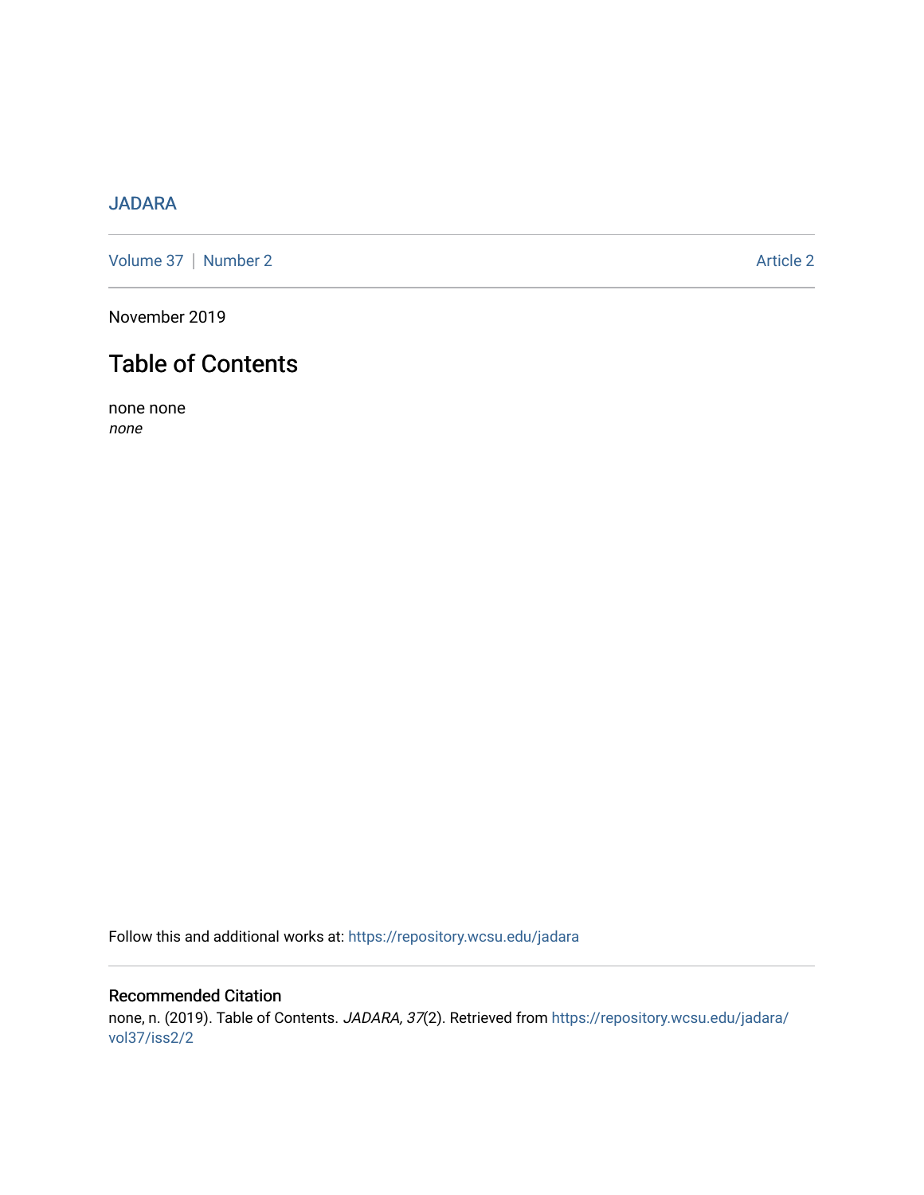JADARA

Volume 37 | Number 2 Article 2

November 2019

# Table of Contents

none none
*none*

Follow this and additional works at: https://repository.wcsu.edu/jadara

## Recommended Citation

none, n. (2019). Table of Contents. *JADARA, 37*(2). Retrieved from https://repository.wcsu.edu/jadara/vol37/iss2/2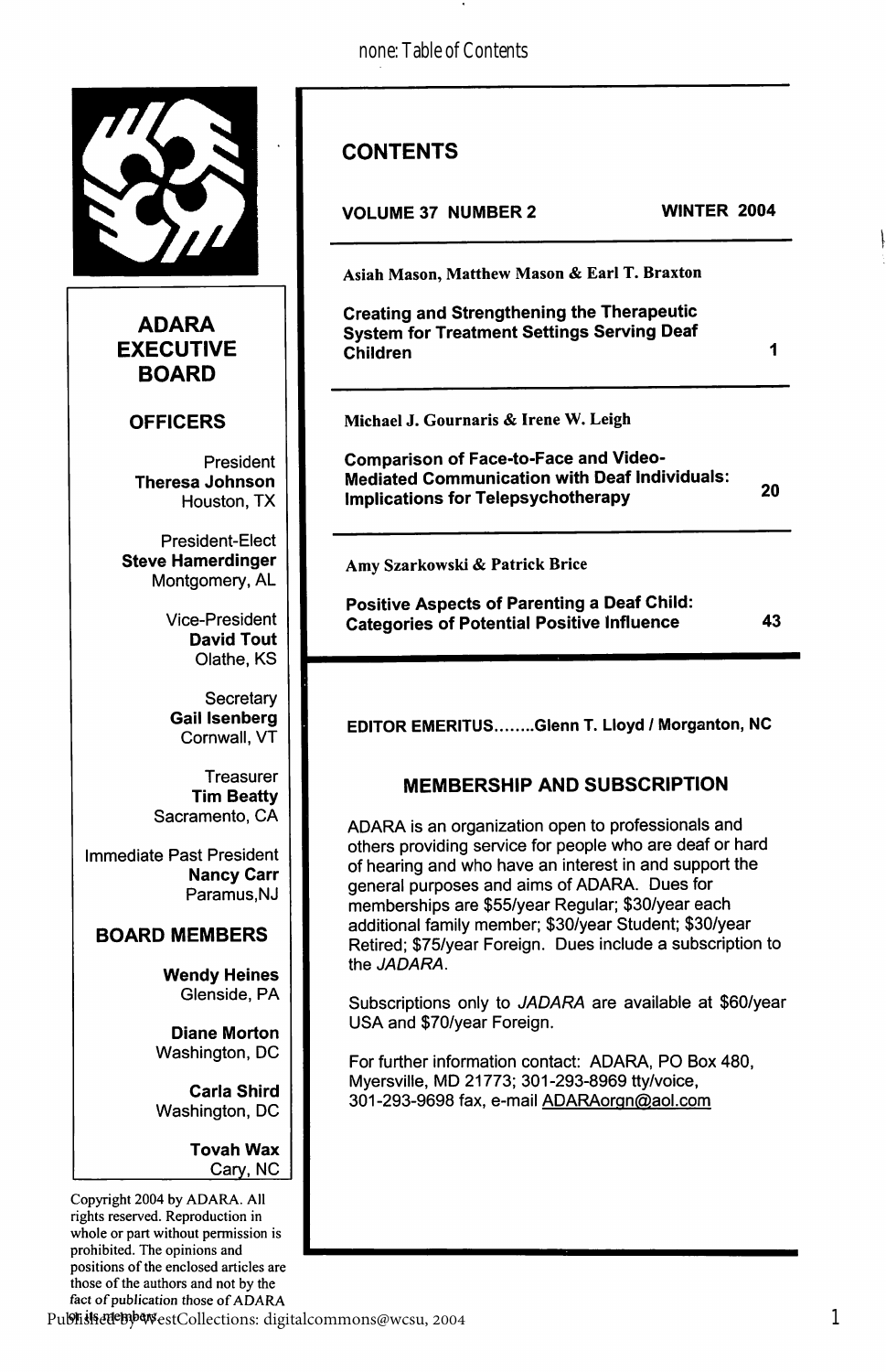## ADARA EXECUTIVE BOARD

### OFFICERS

President
**Theresa Johnson**
Houston, TX

President-Elect
**Steve Hamerdinger**
Montgomery, AL

Vice-President
**David Tout**
Olathe, KS

Secretary
**Gail Isenberg**
Cornwall, VT

Treasurer
**Tim Beatty**
Sacramento, CA

Immediate Past President
**Nancy Carr**
Paramus,NJ

### BOARD MEMBERS

**Wendy Heines**
Glenside, PA

**Diane Morton**
Washington, DC

**Carla Shird**
Washington, DC

**Tovah Wax**
Cary, NC

Copyright 2004 by ADARA. All rights reserved. Reproduction in whole or part without permission is prohibited. The opinions and positions of the enclosed articles are those of the authors and not by the fact of publication those of ADARA or its members.

## CONTENTS

**VOLUME 37 NUMBER 2** **WINTER 2004**

Asiah Mason, Matthew Mason & Earl T. Braxton

**Creating and Strengthening the Therapeutic System for Treatment Settings Serving Deaf Children** 1

Michael J. Gournaris & Irene W. Leigh

**Comparison of Face-to-Face and Video-Mediated Communication with Deaf Individuals: Implications for Telepsychotherapy** 20

Amy Szarkowski & Patrick Brice

**Positive Aspects of Parenting a Deaf Child: Categories of Potential Positive Influence** 43

**EDITOR EMERITUS........Glenn T. Lloyd / Morganton, NC**

### MEMBERSHIP AND SUBSCRIPTION

ADARA is an organization open to professionals and others providing service for people who are deaf or hard of hearing and who have an interest in and support the general purposes and aims of ADARA. Dues for memberships are $55/year Regular; $30/year each additional family member; $30/year Student; $30/year Retired; $75/year Foreign. Dues include a subscription to the *JADARA*.

Subscriptions only to *JADARA* are available at $60/year USA and $70/year Foreign.

For further information contact: ADARA, PO Box 480, Myersville, MD 21773; 301-293-8969 tty/voice, 301-293-9698 fax, e-mail ADARAorgn@aol.com